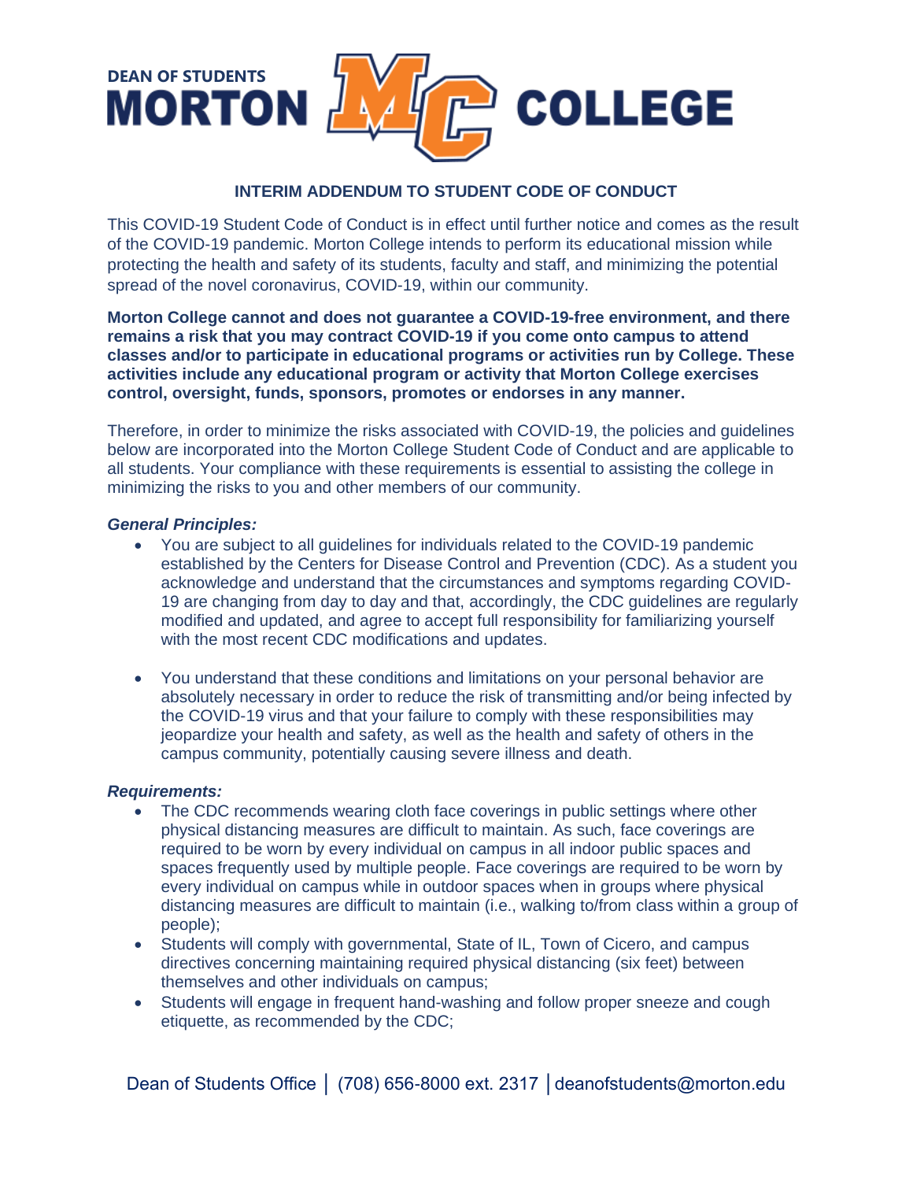DEAN OF STUDENTS
**MORTON COLLEGE**

## INTERIM ADDENDUM TO STUDENT CODE OF CONDUCT

This COVID-19 Student Code of Conduct is in effect until further notice and comes as the result of the COVID-19 pandemic. Morton College intends to perform its educational mission while protecting the health and safety of its students, faculty and staff, and minimizing the potential spread of the novel coronavirus, COVID-19, within our community.

**Morton College cannot and does not guarantee a COVID-19-free environment, and there remains a risk that you may contract COVID-19 if you come onto campus to attend classes and/or to participate in educational programs or activities run by College. These activities include any educational program or activity that Morton College exercises control, oversight, funds, sponsors, promotes or endorses in any manner.**

Therefore, in order to minimize the risks associated with COVID-19, the policies and guidelines below are incorporated into the Morton College Student Code of Conduct and are applicable to all students. Your compliance with these requirements is essential to assisting the college in minimizing the risks to you and other members of our community.

***General Principles:***

- You are subject to all guidelines for individuals related to the COVID-19 pandemic established by the Centers for Disease Control and Prevention (CDC). As a student you acknowledge and understand that the circumstances and symptoms regarding COVID-19 are changing from day to day and that, accordingly, the CDC guidelines are regularly modified and updated, and agree to accept full responsibility for familiarizing yourself with the most recent CDC modifications and updates.

- You understand that these conditions and limitations on your personal behavior are absolutely necessary in order to reduce the risk of transmitting and/or being infected by the COVID-19 virus and that your failure to comply with these responsibilities may jeopardize your health and safety, as well as the health and safety of others in the campus community, potentially causing severe illness and death.

***Requirements:***

- The CDC recommends wearing cloth face coverings in public settings where other physical distancing measures are difficult to maintain. As such, face coverings are required to be worn by every individual on campus in all indoor public spaces and spaces frequently used by multiple people. Face coverings are required to be worn by every individual on campus while in outdoor spaces when in groups where physical distancing measures are difficult to maintain (i.e., walking to/from class within a group of people);
- Students will comply with governmental, State of IL, Town of Cicero, and campus directives concerning maintaining required physical distancing (six feet) between themselves and other individuals on campus;
- Students will engage in frequent hand-washing and follow proper sneeze and cough etiquette, as recommended by the CDC;

Dean of Students Office | (708) 656-8000 ext. 2317 | deanofstudents@morton.edu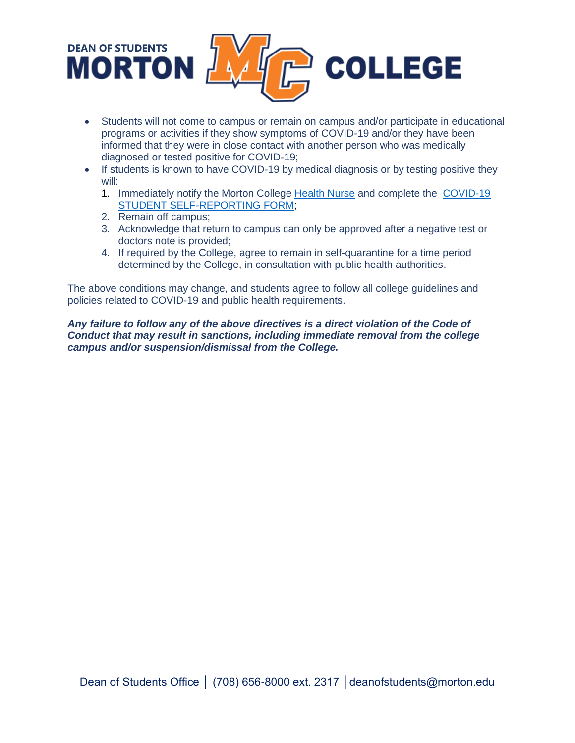- Students will not come to campus or remain on campus and/or participate in educational programs or activities if they show symptoms of COVID-19 and/or they have been informed that they were in close contact with another person who was medically diagnosed or tested positive for COVID-19;
- If students is known to have COVID-19 by medical diagnosis or by testing positive they will:
  1. Immediately notify the Morton College Health Nurse and complete the COVID-19 STUDENT SELF-REPORTING FORM;
  2. Remain off campus;
  3. Acknowledge that return to campus can only be approved after a negative test or doctors note is provided;
  4. If required by the College, agree to remain in self-quarantine for a time period determined by the College, in consultation with public health authorities.

The above conditions may change, and students agree to follow all college guidelines and policies related to COVID-19 and public health requirements.

***Any failure to follow any of the above directives is a direct violation of the Code of Conduct that may result in sanctions, including immediate removal from the college campus and/or suspension/dismissal from the College.***